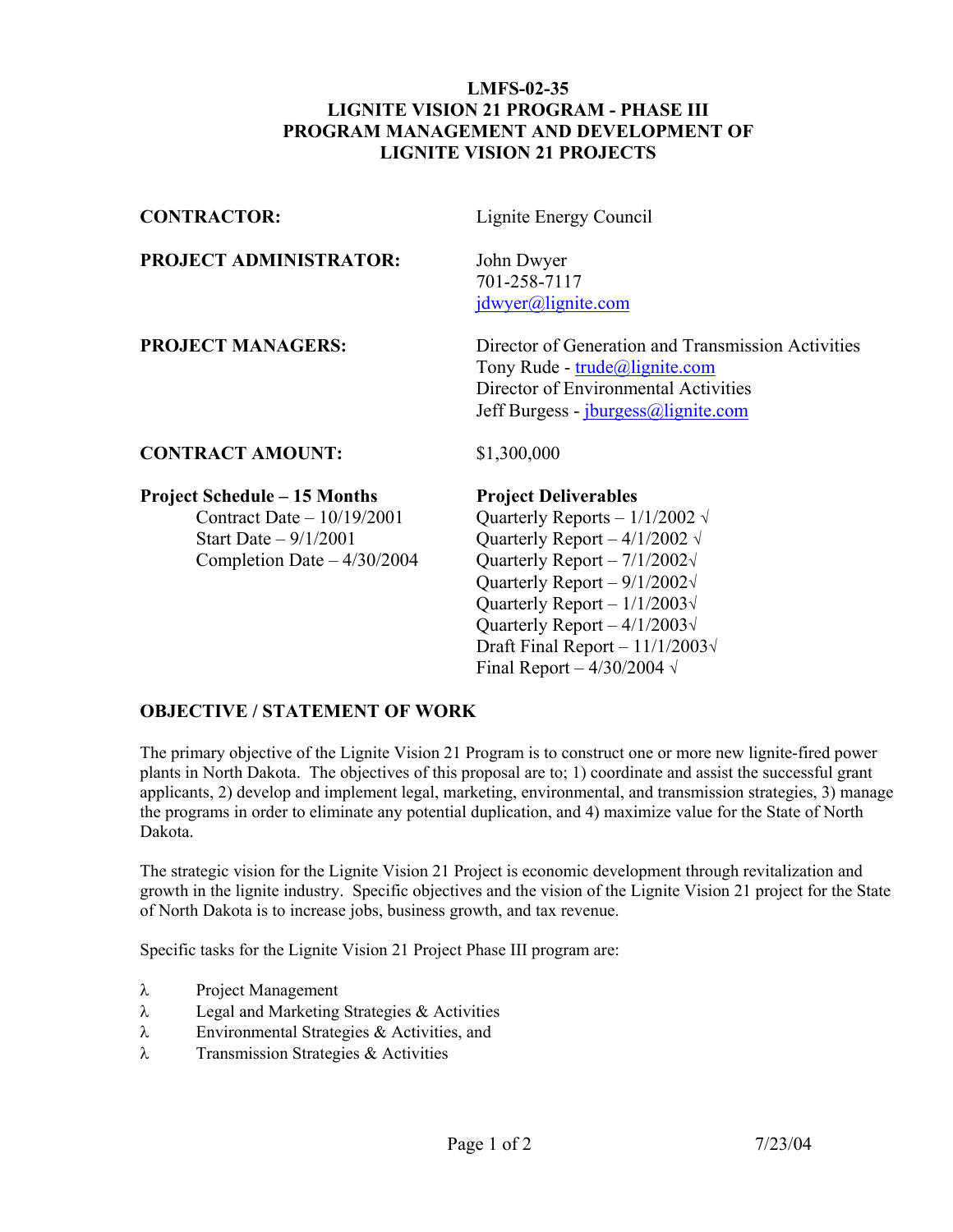# LMFS-02-35
# LIGNITE VISION 21 PROGRAM - PHASE III
# PROGRAM MANAGEMENT AND DEVELOPMENT OF LIGNITE VISION 21 PROJECTS

**CONTRACTOR:** Lignite Energy Council

**PROJECT ADMINISTRATOR:** John Dwyer
701-258-7117
jdwyer@lignite.com

**PROJECT MANAGERS:** Director of Generation and Transmission Activities
Tony Rude - trude@lignite.com
Director of Environmental Activities
Jeff Burgess - jburgess@lignite.com

**CONTRACT AMOUNT:** $1,300,000

**Project Schedule – 15 Months**
- Contract Date – 10/19/2001
- Start Date – 9/1/2001
- Completion Date – 4/30/2004

**Project Deliverables**
- Quarterly Reports – 1/1/2002 √
- Quarterly Report – 4/1/2002 √
- Quarterly Report – 7/1/2002√
- Quarterly Report – 9/1/2002√
- Quarterly Report – 1/1/2003√
- Quarterly Report – 4/1/2003√
- Draft Final Report – 11/1/2003√
- Final Report – 4/30/2004 √

## OBJECTIVE / STATEMENT OF WORK

The primary objective of the Lignite Vision 21 Program is to construct one or more new lignite-fired power plants in North Dakota. The objectives of this proposal are to; 1) coordinate and assist the successful grant applicants, 2) develop and implement legal, marketing, environmental, and transmission strategies, 3) manage the programs in order to eliminate any potential duplication, and 4) maximize value for the State of North Dakota.

The strategic vision for the Lignite Vision 21 Project is economic development through revitalization and growth in the lignite industry. Specific objectives and the vision of the Lignite Vision 21 project for the State of North Dakota is to increase jobs, business growth, and tax revenue.

Specific tasks for the Lignite Vision 21 Project Phase III program are:

- Project Management
- Legal and Marketing Strategies & Activities
- Environmental Strategies & Activities, and
- Transmission Strategies & Activities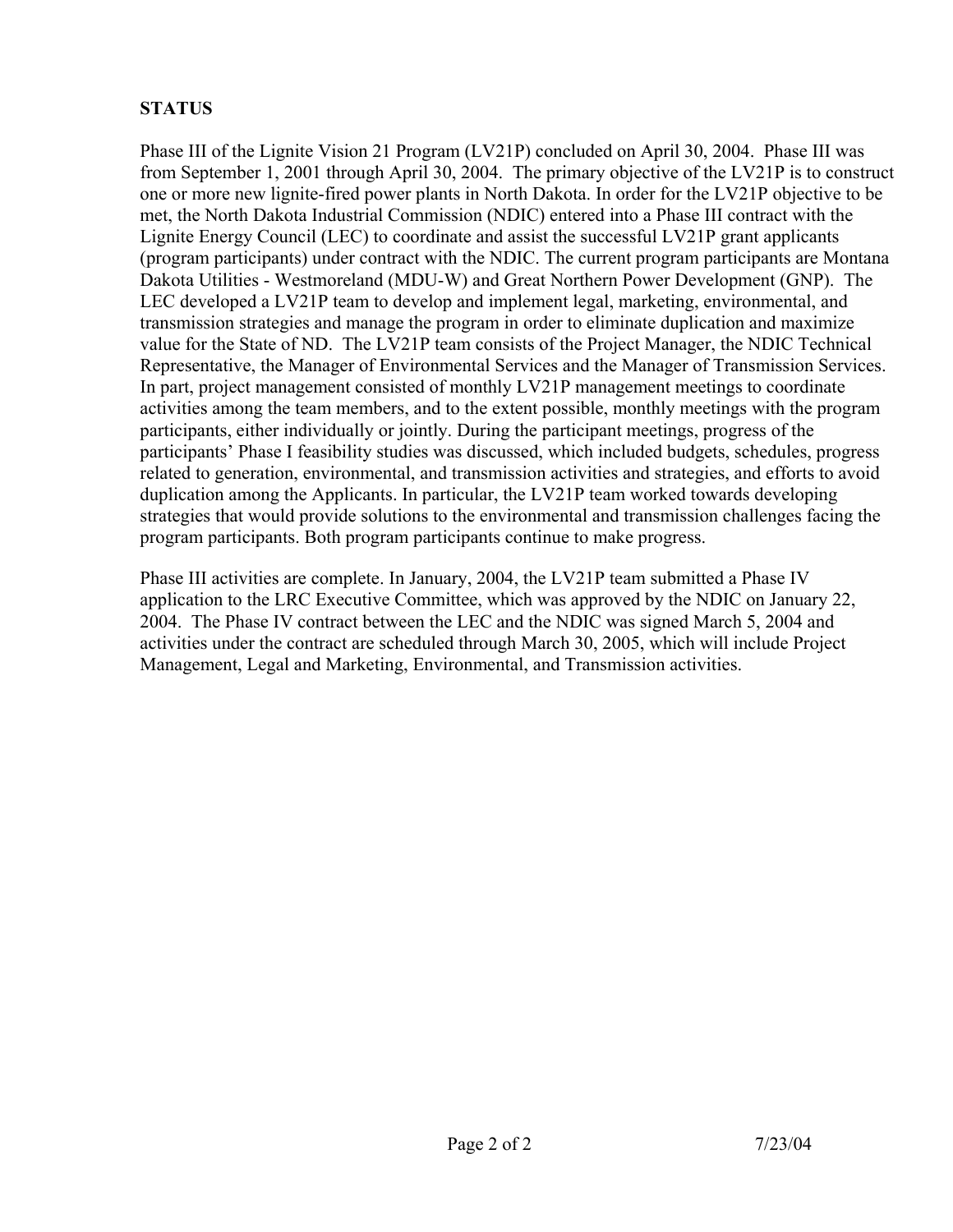**STATUS**

Phase III of the Lignite Vision 21 Program (LV21P) concluded on April 30, 2004. Phase III was from September 1, 2001 through April 30, 2004. The primary objective of the LV21P is to construct one or more new lignite-fired power plants in North Dakota. In order for the LV21P objective to be met, the North Dakota Industrial Commission (NDIC) entered into a Phase III contract with the Lignite Energy Council (LEC) to coordinate and assist the successful LV21P grant applicants (program participants) under contract with the NDIC. The current program participants are Montana Dakota Utilities - Westmoreland (MDU-W) and Great Northern Power Development (GNP). The LEC developed a LV21P team to develop and implement legal, marketing, environmental, and transmission strategies and manage the program in order to eliminate duplication and maximize value for the State of ND. The LV21P team consists of the Project Manager, the NDIC Technical Representative, the Manager of Environmental Services and the Manager of Transmission Services. In part, project management consisted of monthly LV21P management meetings to coordinate activities among the team members, and to the extent possible, monthly meetings with the program participants, either individually or jointly. During the participant meetings, progress of the participants' Phase I feasibility studies was discussed, which included budgets, schedules, progress related to generation, environmental, and transmission activities and strategies, and efforts to avoid duplication among the Applicants. In particular, the LV21P team worked towards developing strategies that would provide solutions to the environmental and transmission challenges facing the program participants. Both program participants continue to make progress.

Phase III activities are complete. In January, 2004, the LV21P team submitted a Phase IV application to the LRC Executive Committee, which was approved by the NDIC on January 22, 2004. The Phase IV contract between the LEC and the NDIC was signed March 5, 2004 and activities under the contract are scheduled through March 30, 2005, which will include Project Management, Legal and Marketing, Environmental, and Transmission activities.